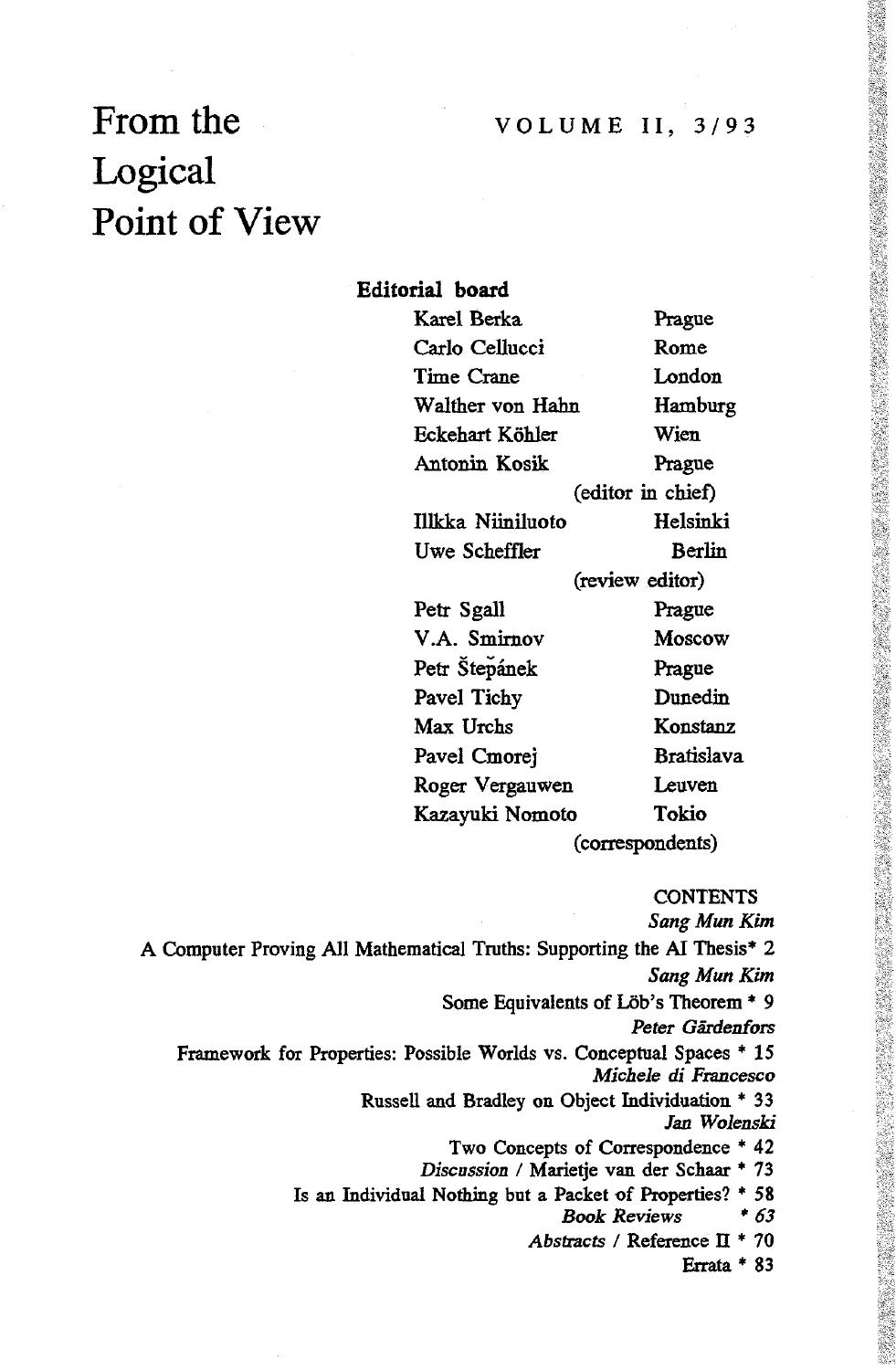# From the Logical Point of View

VOLUME II, 3/93

**Editorial board**

| | |
|---|---|
| Karel Berka | Prague |
| Carlo Cellucci | Rome |
| Time Crane | London |
| Walther von Hahn | Hamburg |
| Eckehart Köhler | Wien |
| Antonin Kosik | Prague |
| (editor in chief) | |
| Illkka Niiniluoto | Helsinki |
| Uwe Scheffler | Berlin |
| (review editor) | |
| Petr Sgall | Prague |
| V.A. Smirnov | Moscow |
| Petr Štěpánek | Prague |
| Pavel Tichy | Dunedin |
| Max Urchs | Konstanz |
| Pavel Cmorej | Bratislava |
| Roger Vergauwen | Leuven |
| Kazayuki Nomoto | Tokio |
| (correspondents) | |

CONTENTS

*Sang Mun Kim*
A Computer Proving All Mathematical Truths: Supporting the AI Thesis * 2

*Sang Mun Kim*
Some Equivalents of Löb's Theorem * 9

*Peter Gärdenfors*
Framework for Properties: Possible Worlds vs. Conceptual Spaces * 15

*Michele di Francesco*
Russell and Bradley on Object Individuation * 33

*Jan Wolenski*
Two Concepts of Correspondence * 42

*Discussion* / Marietje van der Schaar * 73
Is an Individual Nothing but a Packet of Properties? * 58

*Book Reviews* * *63*

*Abstracts* / Reference II * 70

Errata * 83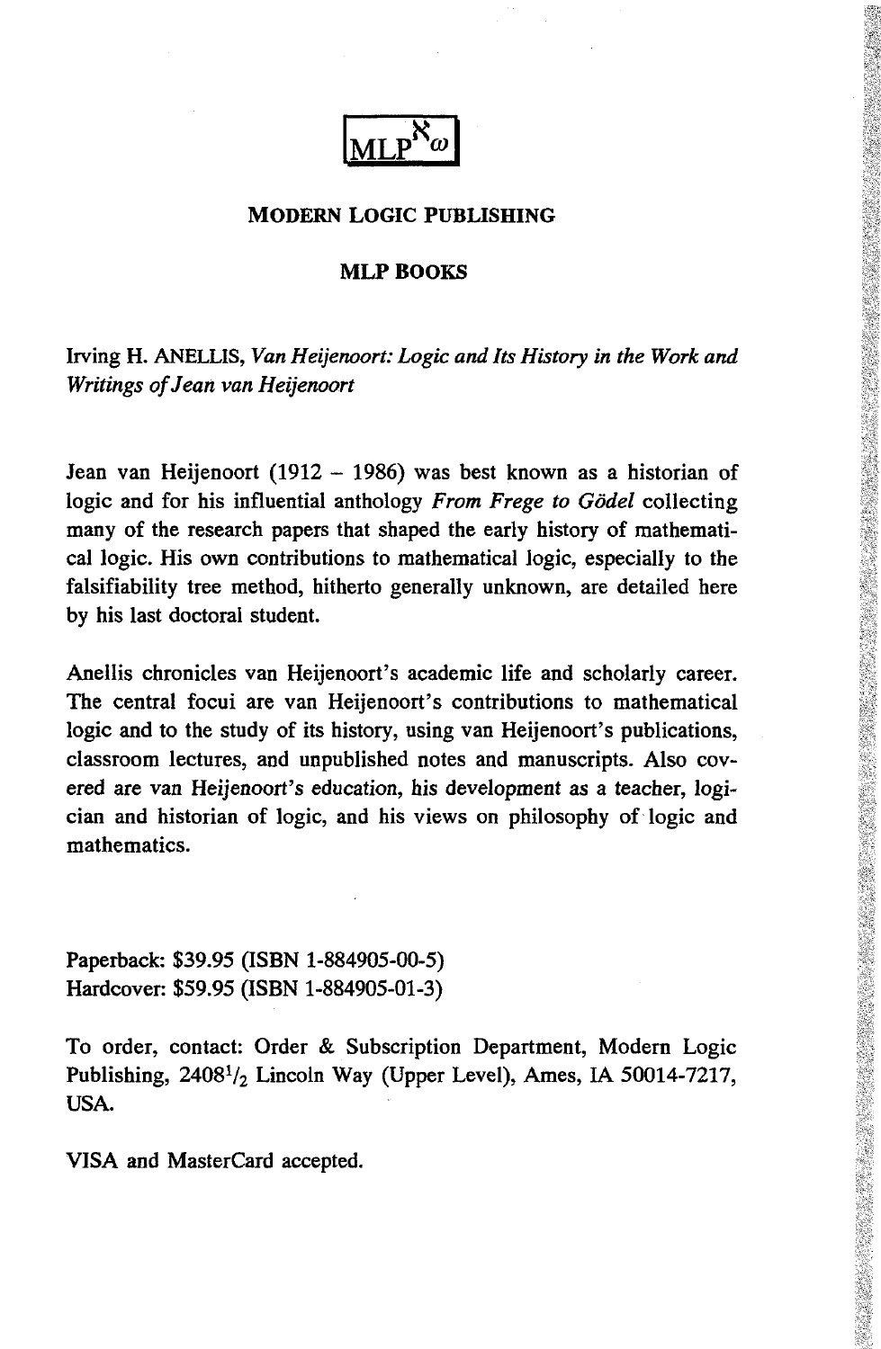$\boxed{\text{MLP}^{\aleph_\omega}}$

**MODERN LOGIC PUBLISHING**

**MLP BOOKS**

Irving H. ANELLIS, *Van Heijenoort: Logic and Its History in the Work and Writings of Jean van Heijenoort*

Jean van Heijenoort (1912 – 1986) was best known as a historian of logic and for his influential anthology *From Frege to Gödel* collecting many of the research papers that shaped the early history of mathematical logic. His own contributions to mathematical logic, especially to the falsifiability tree method, hitherto generally unknown, are detailed here by his last doctoral student.

Anellis chronicles van Heijenoort's academic life and scholarly career. The central focui are van Heijenoort's contributions to mathematical logic and to the study of its history, using van Heijenoort's publications, classroom lectures, and unpublished notes and manuscripts. Also covered are van Heijenoort's education, his development as a teacher, logician and historian of logic, and his views on philosophy of logic and mathematics.

Paperback: $39.95 (ISBN 1-884905-00-5)
Hardcover: $59.95 (ISBN 1-884905-01-3)

To order, contact: Order & Subscription Department, Modern Logic Publishing, 2408½ Lincoln Way (Upper Level), Ames, IA 50014-7217, USA.

VISA and MasterCard accepted.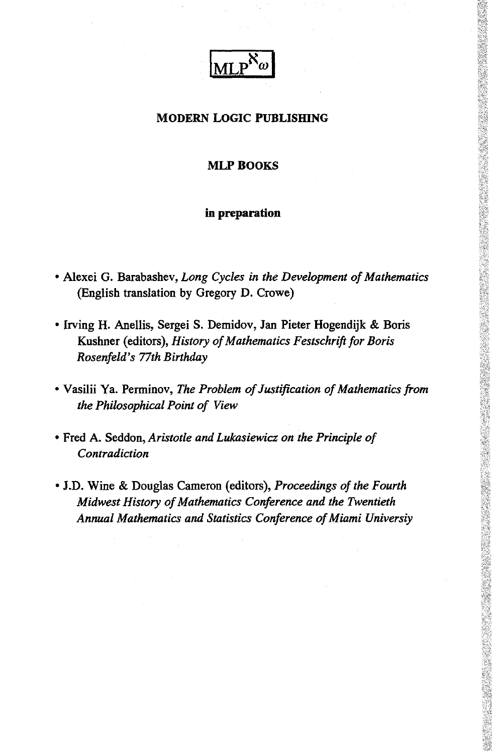$\boxed{MLP^{\aleph_\omega}}$

**MODERN LOGIC PUBLISHING**

**MLP BOOKS**

**in preparation**

- Alexei G. Barabashev, *Long Cycles in the Development of Mathematics* (English translation by Gregory D. Crowe)
- Irving H. Anellis, Sergei S. Demidov, Jan Pieter Hogendijk & Boris Kushner (editors), *History of Mathematics Festschrift for Boris Rosenfeld's 77th Birthday*
- Vasilii Ya. Perminov, *The Problem of Justification of Mathematics from the Philosophical Point of View*
- Fred A. Seddon, *Aristotle and Lukasiewicz on the Principle of Contradiction*
- J.D. Wine & Douglas Cameron (editors), *Proceedings of the Fourth Midwest History of Mathematics Conference and the Twentieth Annual Mathematics and Statistics Conference of Miami Universiy*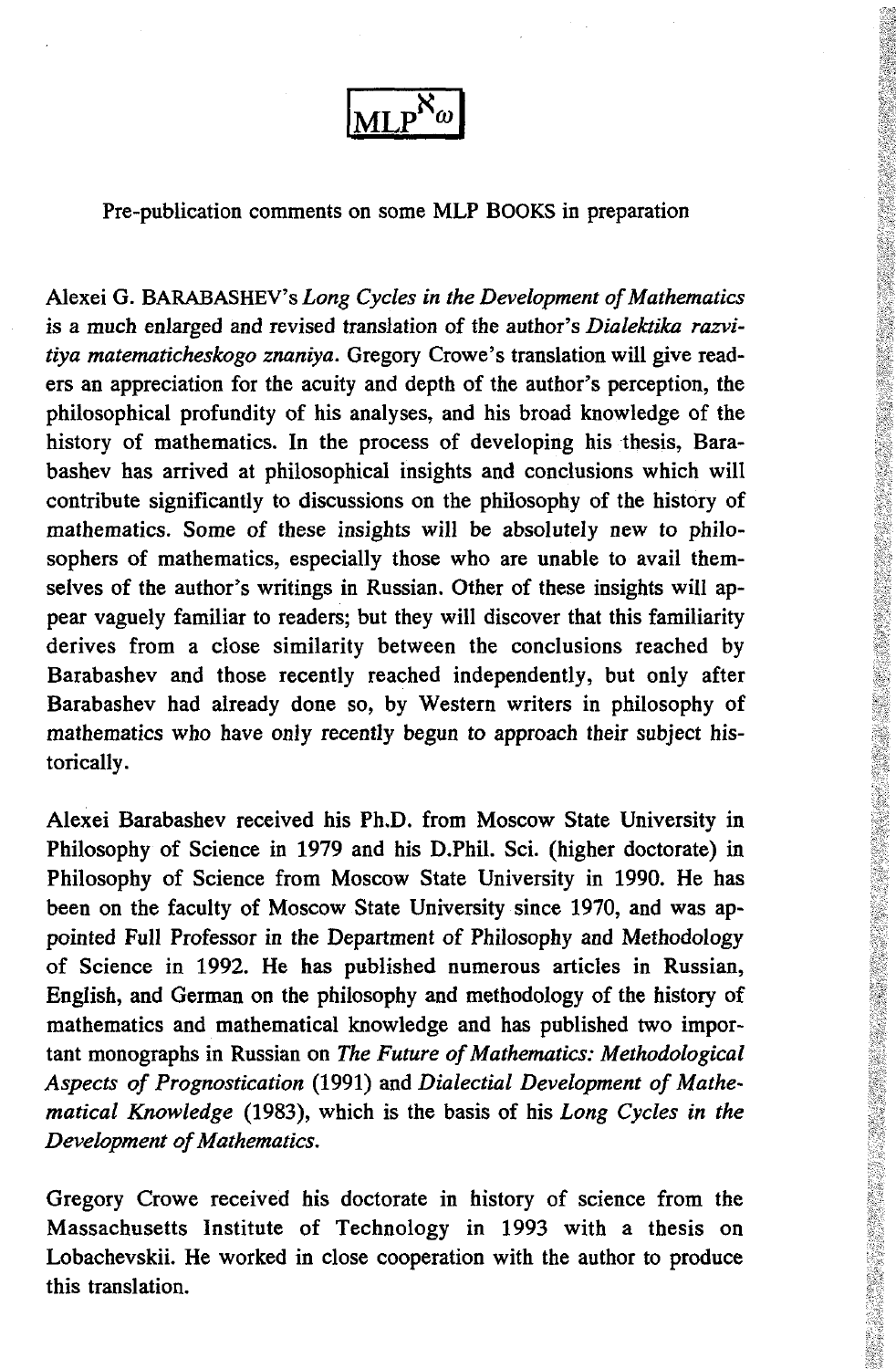$\boxed{MLP^{\aleph_\omega}}$

Pre-publication comments on some MLP BOOKS in preparation

Alexei G. BARABASHEV's *Long Cycles in the Development of Mathematics* is a much enlarged and revised translation of the author's *Dialektika razvitiya matematicheskogo znaniya*. Gregory Crowe's translation will give readers an appreciation for the acuity and depth of the author's perception, the philosophical profundity of his analyses, and his broad knowledge of the history of mathematics. In the process of developing his thesis, Barabashev has arrived at philosophical insights and conclusions which will contribute significantly to discussions on the philosophy of the history of mathematics. Some of these insights will be absolutely new to philosophers of mathematics, especially those who are unable to avail themselves of the author's writings in Russian. Other of these insights will appear vaguely familiar to readers; but they will discover that this familiarity derives from a close similarity between the conclusions reached by Barabashev and those recently reached independently, but only after Barabashev had already done so, by Western writers in philosophy of mathematics who have only recently begun to approach their subject historically.

Alexei Barabashev received his Ph.D. from Moscow State University in Philosophy of Science in 1979 and his D.Phil. Sci. (higher doctorate) in Philosophy of Science from Moscow State University in 1990. He has been on the faculty of Moscow State University since 1970, and was appointed Full Professor in the Department of Philosophy and Methodology of Science in 1992. He has published numerous articles in Russian, English, and German on the philosophy and methodology of the history of mathematics and mathematical knowledge and has published two important monographs in Russian on *The Future of Mathematics: Methodological Aspects of Prognostication* (1991) and *Dialectial Development of Mathematical Knowledge* (1983), which is the basis of his *Long Cycles in the Development of Mathematics*.

Gregory Crowe received his doctorate in history of science from the Massachusetts Institute of Technology in 1993 with a thesis on Lobachevskii. He worked in close cooperation with the author to produce this translation.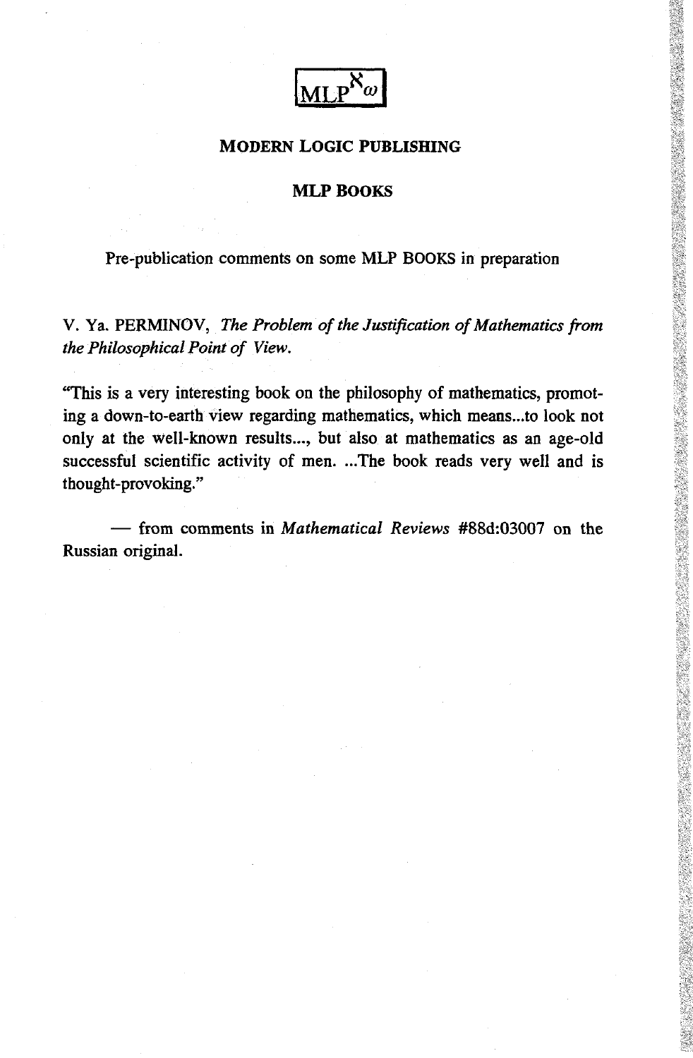$\boxed{MLP^{\aleph_\omega}}$

**MODERN LOGIC PUBLISHING**

**MLP BOOKS**

Pre-publication comments on some MLP BOOKS in preparation

V. Ya. PERMINOV, *The Problem of the Justification of Mathematics from the Philosophical Point of View.*

"This is a very interesting book on the philosophy of mathematics, promoting a down-to-earth view regarding mathematics, which means...to look not only at the well-known results..., but also at mathematics as an age-old successful scientific activity of men. ...The book reads very well and is thought-provoking."

— from comments in *Mathematical Reviews* #88d:03007 on the Russian original.